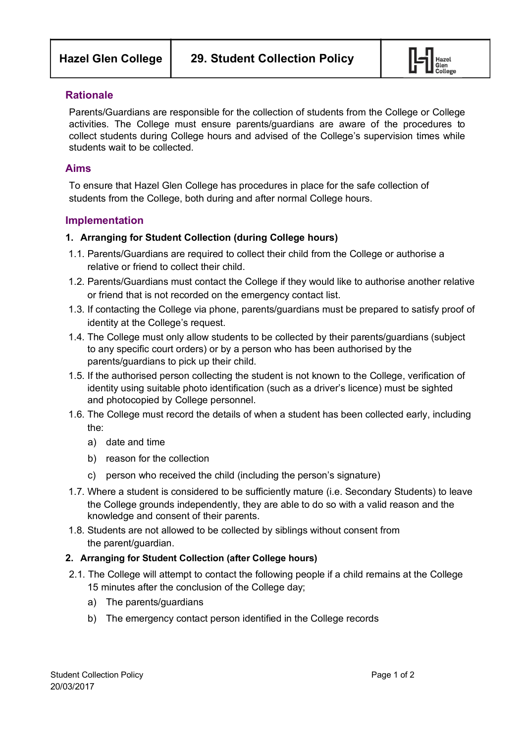| Hazel Glen College | 29. Student Collection Policy |
|---|---|

## Rationale

Parents/Guardians are responsible for the collection of students from the College or College activities. The College must ensure parents/guardians are aware of the procedures to collect students during College hours and advised of the College's supervision times while students wait to be collected.

## Aims

To ensure that Hazel Glen College has procedures in place for the safe collection of students from the College, both during and after normal College hours.

## Implementation

### 1. Arranging for Student Collection (during College hours)

1.1. Parents/Guardians are required to collect their child from the College or authorise a relative or friend to collect their child.

1.2. Parents/Guardians must contact the College if they would like to authorise another relative or friend that is not recorded on the emergency contact list.

1.3. If contacting the College via phone, parents/guardians must be prepared to satisfy proof of identity at the College's request.

1.4. The College must only allow students to be collected by their parents/guardians (subject to any specific court orders) or by a person who has been authorised by the parents/guardians to pick up their child.

1.5. If the authorised person collecting the student is not known to the College, verification of identity using suitable photo identification (such as a driver's licence) must be sighted and photocopied by College personnel.

1.6. The College must record the details of when a student has been collected early, including the:

- a) date and time
- b) reason for the collection
- c) person who received the child (including the person's signature)

1.7. Where a student is considered to be sufficiently mature (i.e. Secondary Students) to leave the College grounds independently, they are able to do so with a valid reason and the knowledge and consent of their parents.

1.8. Students are not allowed to be collected by siblings without consent from the parent/guardian.

### 2. Arranging for Student Collection (after College hours)

2.1. The College will attempt to contact the following people if a child remains at the College 15 minutes after the conclusion of the College day;

- a) The parents/guardians
- b) The emergency contact person identified in the College records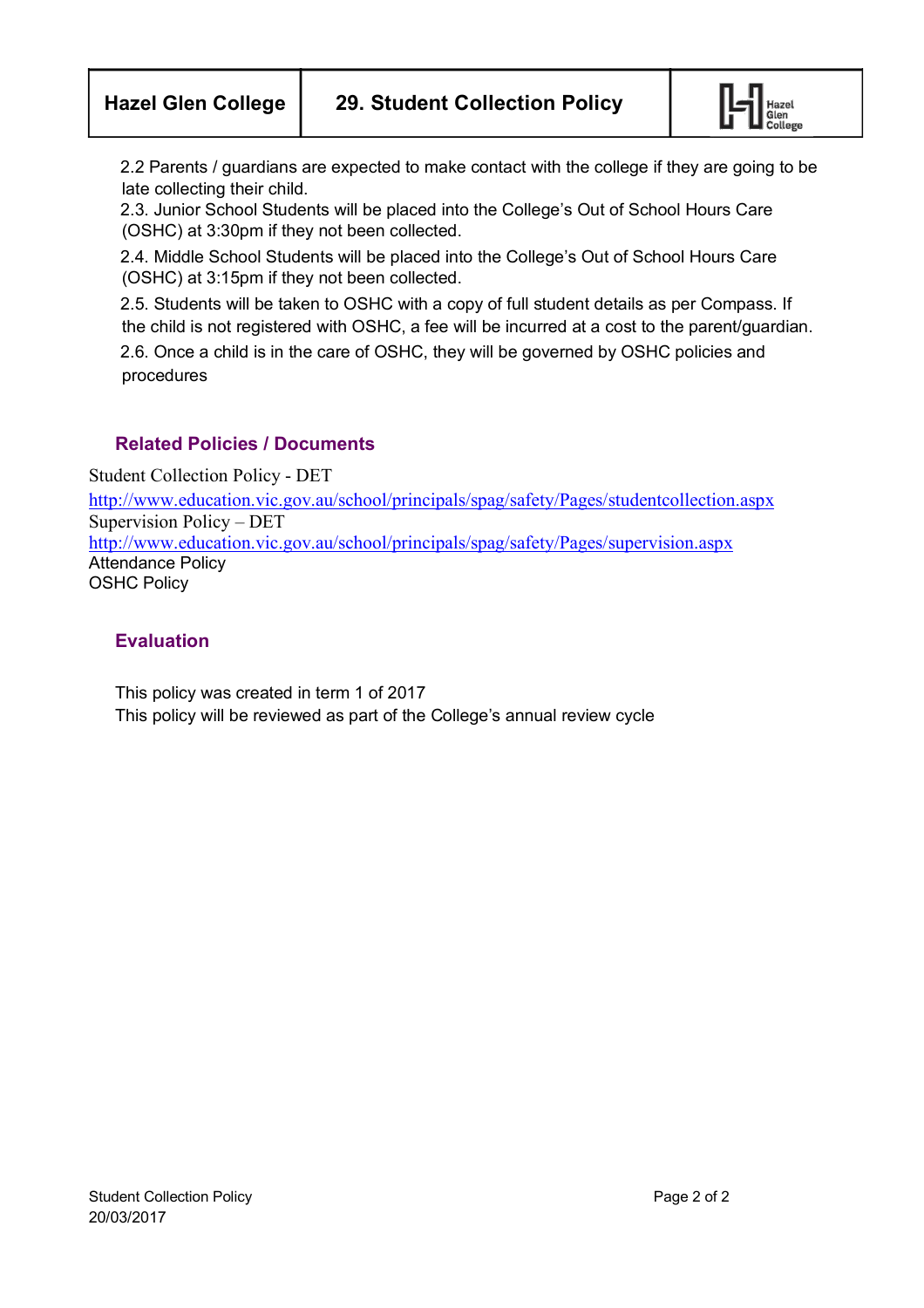2.2 Parents / guardians are expected to make contact with the college if they are going to be late collecting their child.

2.3. Junior School Students will be placed into the College's Out of School Hours Care (OSHC) at 3:30pm if they not been collected.

2.4. Middle School Students will be placed into the College's Out of School Hours Care (OSHC) at 3:15pm if they not been collected.

2.5. Students will be taken to OSHC with a copy of full student details as per Compass. If the child is not registered with OSHC, a fee will be incurred at a cost to the parent/guardian.

2.6. Once a child is in the care of OSHC, they will be governed by OSHC policies and procedures

## Related Policies / Documents

Student Collection Policy - DET
http://www.education.vic.gov.au/school/principals/spag/safety/Pages/studentcollection.aspx
Supervision Policy – DET
http://www.education.vic.gov.au/school/principals/spag/safety/Pages/supervision.aspx
Attendance Policy
OSHC Policy

## Evaluation

This policy was created in term 1 of 2017
This policy will be reviewed as part of the College's annual review cycle